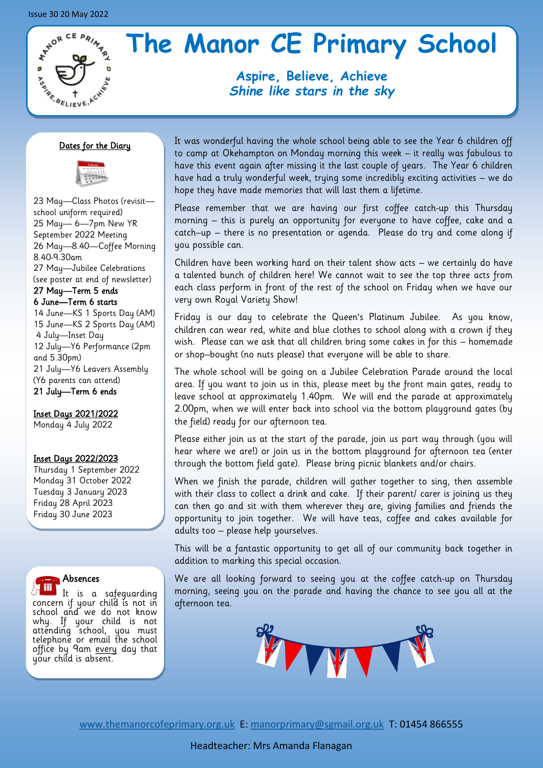Issue 30 20 May 2022

# The Manor CE Primary School

***Aspire, Believe, Achieve***
***Shine like stars in the sky***

## Dates for the Diary

23 May—Class Photos (revisit—school uniform required)
25 May— 6—7pm New YR September 2022 Meeting
26 May—8.40—Coffee Morning 8.40-9.30am
27 May—Jubilee Celebrations (see poster at end of newsletter)
**27 May—Term 5 ends**
**6 June—Term 6 starts**
14 June—KS 1 Sports Day (AM)
15 June—KS 2 Sports Day (AM)
4 July—Inset Day
12 July—Y6 Performance (2pm and 5.30pm)
21 July—Y6 Leavers Assembly (Y6 parents can attend)
**21 July—Term 6 ends**

**Inset Days 2021/2022**
Monday 4 July 2022

**Inset Days 2022/2023**
Thursday 1 September 2022
Monday 31 October 2022
Tuesday 3 January 2023
Friday 28 April 2023
Friday 30 June 2023

## Absences

It is a safeguarding concern if your child is not in school and we do not know why. If your child is not attending school, you must telephone or email the school office by 9am every day that your child is absent.

It was wonderful having the whole school being able to see the Year 6 children off to camp at Okehampton on Monday morning this week – it really was fabulous to have this event again after missing it the last couple of years. The Year 6 children have had a truly wonderful week, trying some incredibly exciting activities – we do hope they have made memories that will last them a lifetime.

Please remember that we are having our first coffee catch-up this Thursday morning – this is purely an opportunity for everyone to have coffee, cake and a catch–up – there is no presentation or agenda. Please do try and come along if you possible can.

Children have been working hard on their talent show acts – we certainly do have a talented bunch of children here! We cannot wait to see the top three acts from each class perform in front of the rest of the school on Friday when we have our very own Royal Variety Show!

Friday is our day to celebrate the Queen's Platinum Jubilee. As you know, children can wear red, white and blue clothes to school along with a crown if they wish. Please can we ask that all children bring some cakes in for this – homemade or shop–bought (no nuts please) that everyone will be able to share.

The whole school will be going on a Jubilee Celebration Parade around the local area. If you want to join us in this, please meet by the front main gates, ready to leave school at approximately 1.40pm. We will end the parade at approximately 2.00pm, when we will enter back into school via the bottom playground gates (by the field) ready for our afternoon tea.

Please either join us at the start of the parade, join us part way through (you will hear where we are!) or join us in the bottom playground for afternoon tea (enter through the bottom field gate). Please bring picnic blankets and/or chairs.

When we finish the parade, children will gather together to sing, then assemble with their class to collect a drink and cake. If their parent/ carer is joining us they can then go and sit with them wherever they are, giving families and friends the opportunity to join together. We will have teas, coffee and cakes available for adults too – please help yourselves.

This will be a fantastic opportunity to get all of our community back together in addition to marking this special occasion.

We are all looking forward to seeing you at the coffee catch-up on Thursday morning, seeing you on the parade and having the chance to see you all at the afternoon tea.

www.themanorcofeprimary.org.uk E: manorprimary@sgmail.org.uk T: 01454 866555

Headteacher: Mrs Amanda Flanagan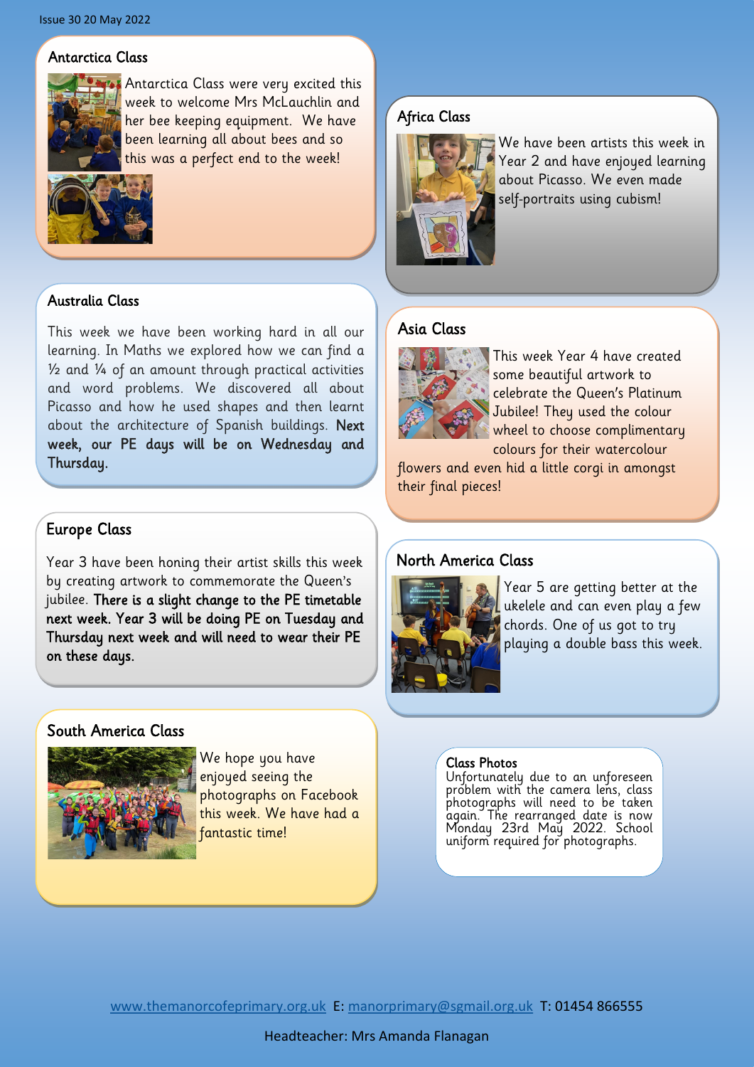## Antarctica Class

Antarctica Class were very excited this week to welcome Mrs McLauchlin and her bee keeping equipment. We have been learning all about bees and so this was a perfect end to the week!

## Africa Class

We have been artists this week in Year 2 and have enjoyed learning about Picasso. We even made self-portraits using cubism!

## Australia Class

This week we have been working hard in all our learning. In Maths we explored how we can find a ½ and ¼ of an amount through practical activities and word problems. We discovered all about Picasso and how he used shapes and then learnt about the architecture of Spanish buildings. **Next week, our PE days will be on Wednesday and Thursday.**

## Asia Class

This week Year 4 have created some beautiful artwork to celebrate the Queen's Platinum Jubilee! They used the colour wheel to choose complimentary colours for their watercolour flowers and even hid a little corgi in amongst their final pieces!

## Europe Class

Year 3 have been honing their artist skills this week by creating artwork to commemorate the Queen's jubilee. **There is a slight change to the PE timetable next week. Year 3 will be doing PE on Tuesday and Thursday next week and will need to wear their PE on these days.**

## North America Class

Year 5 are getting better at the ukelele and can even play a few chords. One of us got to try playing a double bass this week.

## South America Class

We hope you have enjoyed seeing the photographs on Facebook this week. We have had a fantastic time!

## Class Photos

Unfortunately due to an unforeseen problem with the camera lens, class photographs will need to be taken again. The rearranged date is now Monday 23rd May 2022. School uniform required for photographs.

www.themanorcofeprimary.org.uk E: manorprimary@sgmail.org.uk T: 01454 866555

Headteacher: Mrs Amanda Flanagan